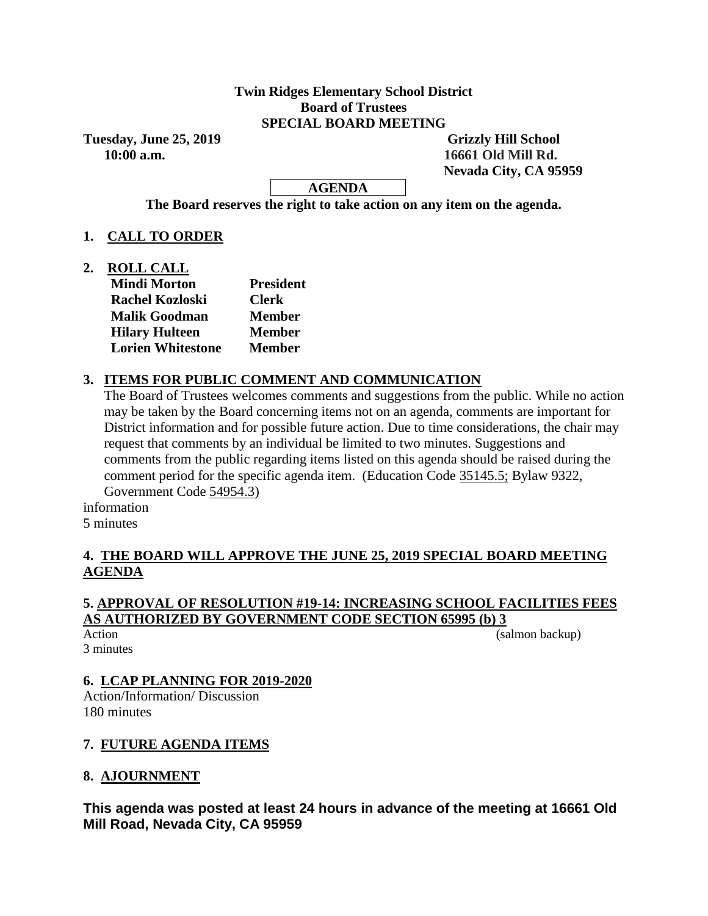**Twin Ridges Elementary School District**
**Board of Trustees**
**SPECIAL BOARD MEETING**

**Tuesday, June 25, 2019** **Grizzly Hill School**
**10:00 a.m.** **16661 Old Mill Rd.**
**Nevada City, CA 95959**

**AGENDA**

**The Board reserves the right to take action on any item on the agenda.**

## 1. CALL TO ORDER

## 2. ROLL CALL

| | |
|---|---|
| **Mindi Morton** | **President** |
| **Rachel Kozloski** | **Clerk** |
| **Malik Goodman** | **Member** |
| **Hilary Hulteen** | **Member** |
| **Lorien Whitestone** | **Member** |

## 3. ITEMS FOR PUBLIC COMMENT AND COMMUNICATION

The Board of Trustees welcomes comments and suggestions from the public. While no action may be taken by the Board concerning items not on an agenda, comments are important for District information and for possible future action. Due to time considerations, the chair may request that comments by an individual be limited to two minutes. Suggestions and comments from the public regarding items listed on this agenda should be raised during the comment period for the specific agenda item. (Education Code 35145.5; Bylaw 9322, Government Code 54954.3)

information
5 minutes

## 4. THE BOARD WILL APPROVE THE JUNE 25, 2019 SPECIAL BOARD MEETING AGENDA

## 5. APPROVAL OF RESOLUTION #19-14: INCREASING SCHOOL FACILITIES FEES AS AUTHORIZED BY GOVERNMENT CODE SECTION 65995 (b) 3

Action (salmon backup)
3 minutes

## 6. LCAP PLANNING FOR 2019-2020

Action/Information/ Discussion
180 minutes

## 7. FUTURE AGENDA ITEMS

## 8. AJOURNMENT

**This agenda was posted at least 24 hours in advance of the meeting at 16661 Old Mill Road, Nevada City, CA 95959**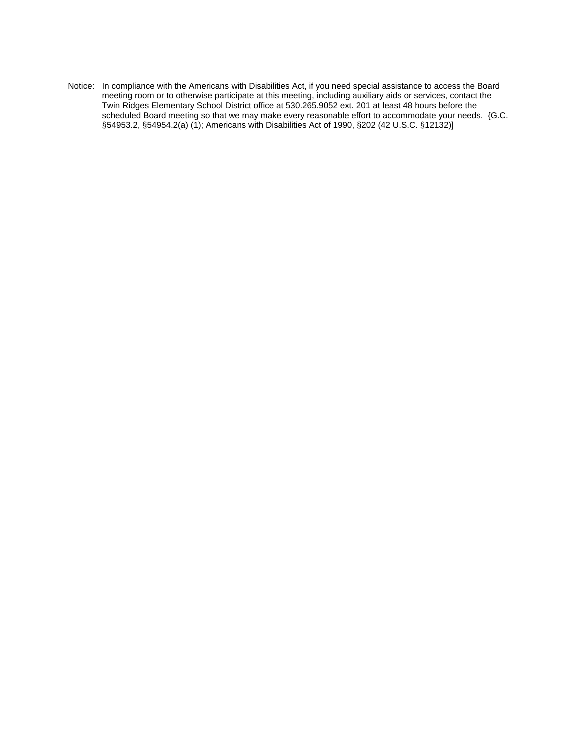Notice: In compliance with the Americans with Disabilities Act, if you need special assistance to access the Board meeting room or to otherwise participate at this meeting, including auxiliary aids or services, contact the Twin Ridges Elementary School District office at 530.265.9052 ext. 201 at least 48 hours before the scheduled Board meeting so that we may make every reasonable effort to accommodate your needs. {G.C. §54953.2, §54954.2(a) (1); Americans with Disabilities Act of 1990, §202 (42 U.S.C. §12132)]